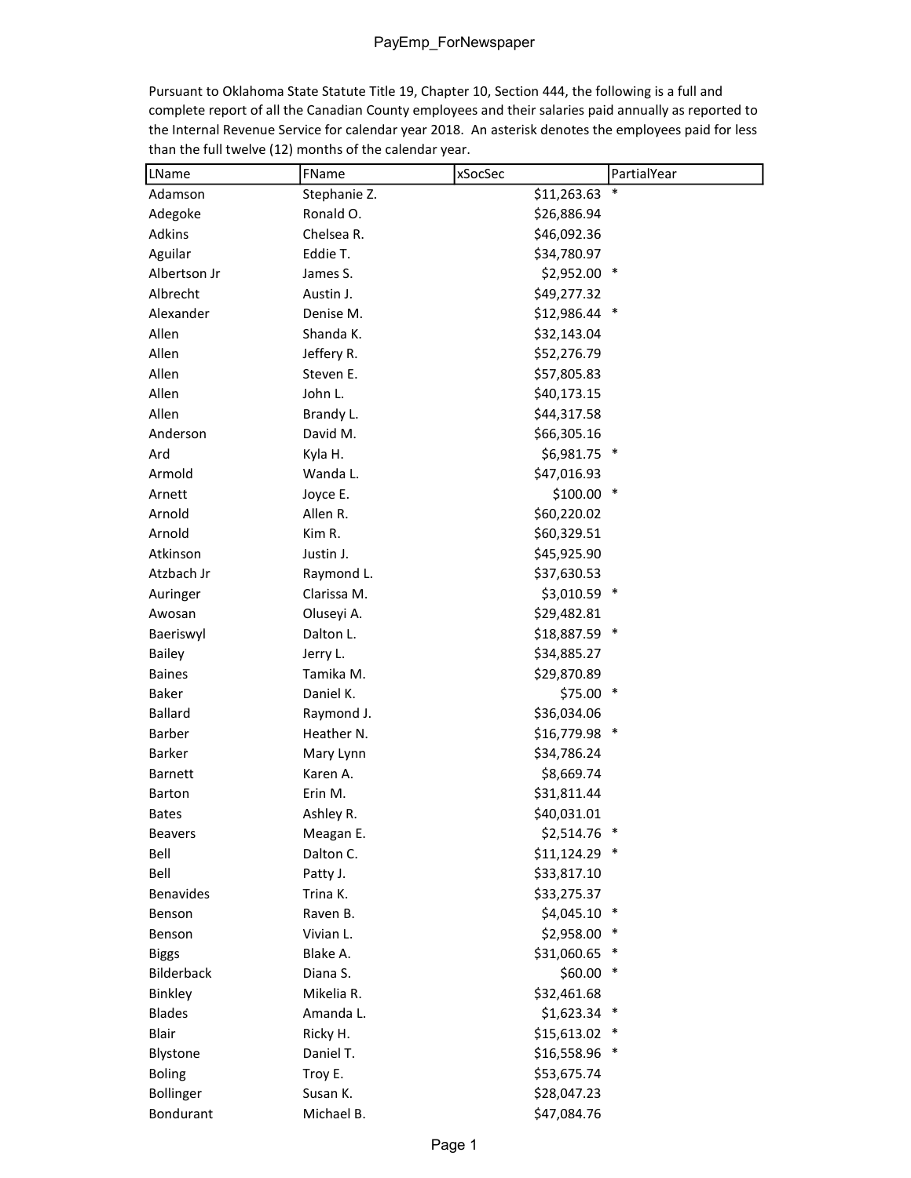# PayEmp_ForNewspaper

Pursuant to Oklahoma State Statute Title 19, Chapter 10, Section 444, the following is a full and complete report of all the Canadian County employees and their salaries paid annually as reported to the Internal Revenue Service for calendar year 2018. An asterisk denotes the employees paid for less than the full twelve (12) months of the calendar year.

| LName | FName | xSocSec | PartialYear |
|---|---|---|---|
| Adamson | Stephanie Z. | $11,263.63 | * |
| Adegoke | Ronald O. | $26,886.94 | |
| Adkins | Chelsea R. | $46,092.36 | |
| Aguilar | Eddie T. | $34,780.97 | |
| Albertson Jr | James S. | $2,952.00 | * |
| Albrecht | Austin J. | $49,277.32 | |
| Alexander | Denise M. | $12,986.44 | * |
| Allen | Shanda K. | $32,143.04 | |
| Allen | Jeffery R. | $52,276.79 | |
| Allen | Steven E. | $57,805.83 | |
| Allen | John L. | $40,173.15 | |
| Allen | Brandy L. | $44,317.58 | |
| Anderson | David M. | $66,305.16 | |
| Ard | Kyla H. | $6,981.75 | * |
| Armold | Wanda L. | $47,016.93 | |
| Arnett | Joyce E. | $100.00 | * |
| Arnold | Allen R. | $60,220.02 | |
| Arnold | Kim R. | $60,329.51 | |
| Atkinson | Justin J. | $45,925.90 | |
| Atzbach Jr | Raymond L. | $37,630.53 | |
| Auringer | Clarissa M. | $3,010.59 | * |
| Awosan | Oluseyi A. | $29,482.81 | |
| Baeriswyl | Dalton L. | $18,887.59 | * |
| Bailey | Jerry L. | $34,885.27 | |
| Baines | Tamika M. | $29,870.89 | |
| Baker | Daniel K. | $75.00 | * |
| Ballard | Raymond J. | $36,034.06 | |
| Barber | Heather N. | $16,779.98 | * |
| Barker | Mary Lynn | $34,786.24 | |
| Barnett | Karen A. | $8,669.74 | |
| Barton | Erin M. | $31,811.44 | |
| Bates | Ashley R. | $40,031.01 | |
| Beavers | Meagan E. | $2,514.76 | * |
| Bell | Dalton C. | $11,124.29 | * |
| Bell | Patty J. | $33,817.10 | |
| Benavides | Trina K. | $33,275.37 | |
| Benson | Raven B. | $4,045.10 | * |
| Benson | Vivian L. | $2,958.00 | * |
| Biggs | Blake A. | $31,060.65 | * |
| Bilderback | Diana S. | $60.00 | * |
| Binkley | Mikelia R. | $32,461.68 | |
| Blades | Amanda L. | $1,623.34 | * |
| Blair | Ricky H. | $15,613.02 | * |
| Blystone | Daniel T. | $16,558.96 | * |
| Boling | Troy E. | $53,675.74 | |
| Bollinger | Susan K. | $28,047.23 | |
| Bondurant | Michael B. | $47,084.76 | |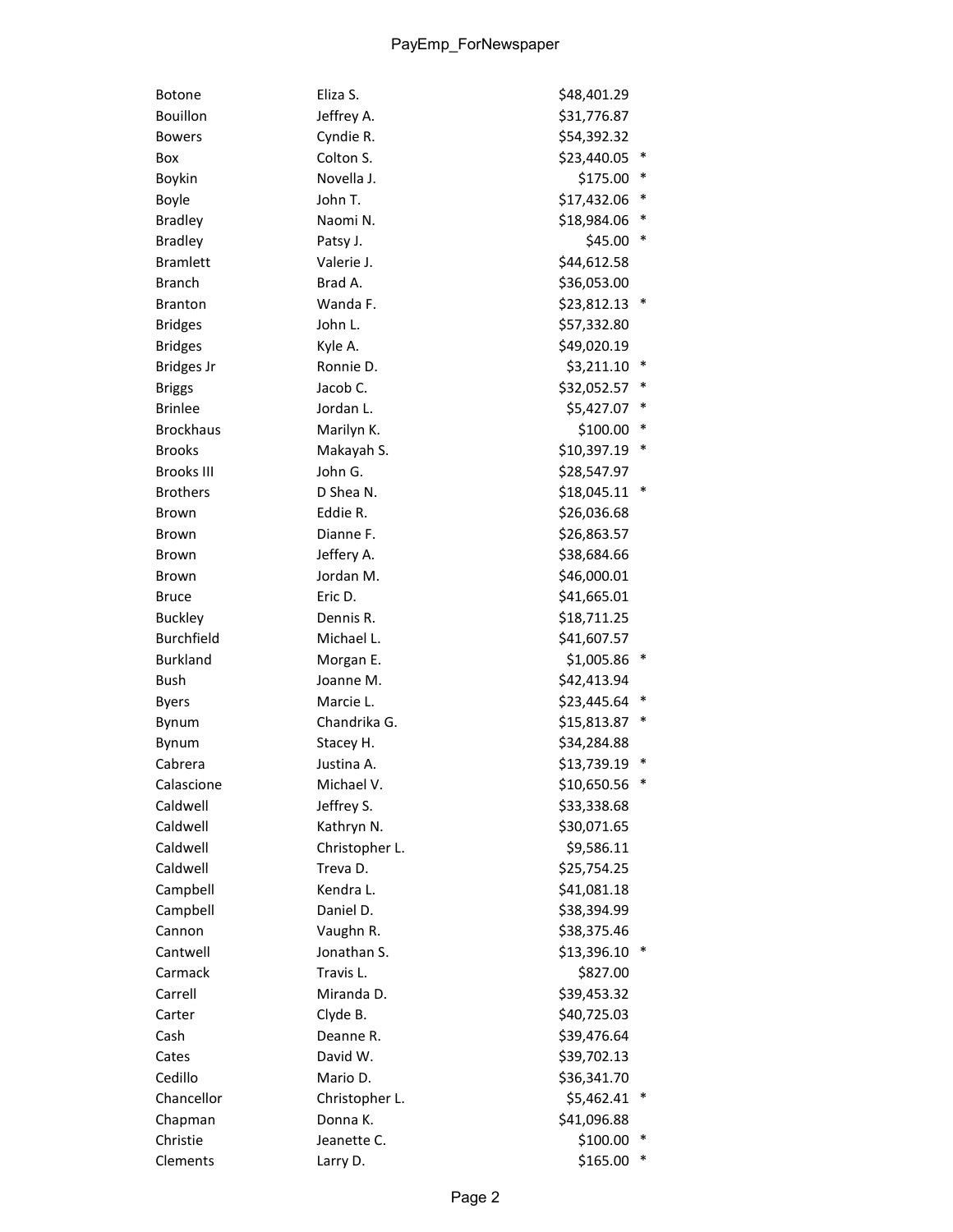| | | | |
|---|---|---|---|
| Botone | Eliza S. | $48,401.29 | |
| Bouillon | Jeffrey A. | $31,776.87 | |
| Bowers | Cyndie R. | $54,392.32 | |
| Box | Colton S. | $23,440.05 | * |
| Boykin | Novella J. | $175.00 | * |
| Boyle | John T. | $17,432.06 | * |
| Bradley | Naomi N. | $18,984.06 | * |
| Bradley | Patsy J. | $45.00 | * |
| Bramlett | Valerie J. | $44,612.58 | |
| Branch | Brad A. | $36,053.00 | |
| Branton | Wanda F. | $23,812.13 | * |
| Bridges | John L. | $57,332.80 | |
| Bridges | Kyle A. | $49,020.19 | |
| Bridges Jr | Ronnie D. | $3,211.10 | * |
| Briggs | Jacob C. | $32,052.57 | * |
| Brinlee | Jordan L. | $5,427.07 | * |
| Brockhaus | Marilyn K. | $100.00 | * |
| Brooks | Makayah S. | $10,397.19 | * |
| Brooks III | John G. | $28,547.97 | |
| Brothers | D Shea N. | $18,045.11 | * |
| Brown | Eddie R. | $26,036.68 | |
| Brown | Dianne F. | $26,863.57 | |
| Brown | Jeffery A. | $38,684.66 | |
| Brown | Jordan M. | $46,000.01 | |
| Bruce | Eric D. | $41,665.01 | |
| Buckley | Dennis R. | $18,711.25 | |
| Burchfield | Michael L. | $41,607.57 | |
| Burkland | Morgan E. | $1,005.86 | * |
| Bush | Joanne M. | $42,413.94 | |
| Byers | Marcie L. | $23,445.64 | * |
| Bynum | Chandrika G. | $15,813.87 | * |
| Bynum | Stacey H. | $34,284.88 | |
| Cabrera | Justina A. | $13,739.19 | * |
| Calascione | Michael V. | $10,650.56 | * |
| Caldwell | Jeffrey S. | $33,338.68 | |
| Caldwell | Kathryn N. | $30,071.65 | |
| Caldwell | Christopher L. | $9,586.11 | |
| Caldwell | Treva D. | $25,754.25 | |
| Campbell | Kendra L. | $41,081.18 | |
| Campbell | Daniel D. | $38,394.99 | |
| Cannon | Vaughn R. | $38,375.46 | |
| Cantwell | Jonathan S. | $13,396.10 | * |
| Carmack | Travis L. | $827.00 | |
| Carrell | Miranda D. | $39,453.32 | |
| Carter | Clyde B. | $40,725.03 | |
| Cash | Deanne R. | $39,476.64 | |
| Cates | David W. | $39,702.13 | |
| Cedillo | Mario D. | $36,341.70 | |
| Chancellor | Christopher L. | $5,462.41 | * |
| Chapman | Donna K. | $41,096.88 | |
| Christie | Jeanette C. | $100.00 | * |
| Clements | Larry D. | $165.00 | * |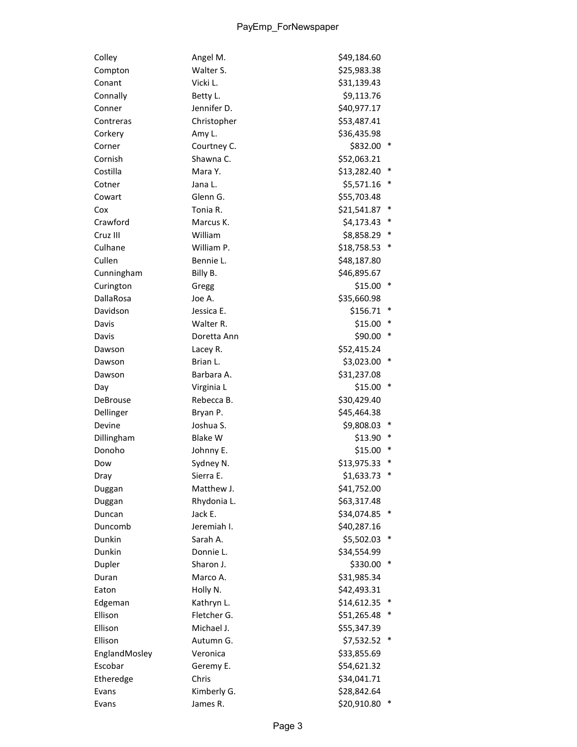| | | | |
|---|---|---|---|
| Colley | Angel M. | $49,184.60 | |
| Compton | Walter S. | $25,983.38 | |
| Conant | Vicki L. | $31,139.43 | |
| Connally | Betty L. | $9,113.76 | |
| Conner | Jennifer D. | $40,977.17 | |
| Contreras | Christopher | $53,487.41 | |
| Corkery | Amy L. | $36,435.98 | |
| Corner | Courtney C. | $832.00 | * |
| Cornish | Shawna C. | $52,063.21 | |
| Costilla | Mara Y. | $13,282.40 | * |
| Cotner | Jana L. | $5,571.16 | * |
| Cowart | Glenn G. | $55,703.48 | |
| Cox | Tonia R. | $21,541.87 | * |
| Crawford | Marcus K. | $4,173.43 | * |
| Cruz III | William | $8,858.29 | * |
| Culhane | William P. | $18,758.53 | * |
| Cullen | Bennie L. | $48,187.80 | |
| Cunningham | Billy B. | $46,895.67 | |
| Curington | Gregg | $15.00 | * |
| DallaRosa | Joe A. | $35,660.98 | |
| Davidson | Jessica E. | $156.71 | * |
| Davis | Walter R. | $15.00 | * |
| Davis | Doretta Ann | $90.00 | * |
| Dawson | Lacey R. | $52,415.24 | |
| Dawson | Brian L. | $3,023.00 | * |
| Dawson | Barbara A. | $31,237.08 | |
| Day | Virginia L | $15.00 | * |
| DeBrouse | Rebecca B. | $30,429.40 | |
| Dellinger | Bryan P. | $45,464.38 | |
| Devine | Joshua S. | $9,808.03 | * |
| Dillingham | Blake W | $13.90 | * |
| Donoho | Johnny E. | $15.00 | * |
| Dow | Sydney N. | $13,975.33 | * |
| Dray | Sierra E. | $1,633.73 | * |
| Duggan | Matthew J. | $41,752.00 | |
| Duggan | Rhydonia L. | $63,317.48 | |
| Duncan | Jack E. | $34,074.85 | * |
| Duncomb | Jeremiah I. | $40,287.16 | |
| Dunkin | Sarah A. | $5,502.03 | * |
| Dunkin | Donnie L. | $34,554.99 | |
| Dupler | Sharon J. | $330.00 | * |
| Duran | Marco A. | $31,985.34 | |
| Eaton | Holly N. | $42,493.31 | |
| Edgeman | Kathryn L. | $14,612.35 | * |
| Ellison | Fletcher G. | $51,265.48 | * |
| Ellison | Michael J. | $55,347.39 | |
| Ellison | Autumn G. | $7,532.52 | * |
| EnglandMosley | Veronica | $33,855.69 | |
| Escobar | Geremy E. | $54,621.32 | |
| Etheredge | Chris | $34,041.71 | |
| Evans | Kimberly G. | $28,842.64 | |
| Evans | James R. | $20,910.80 | * |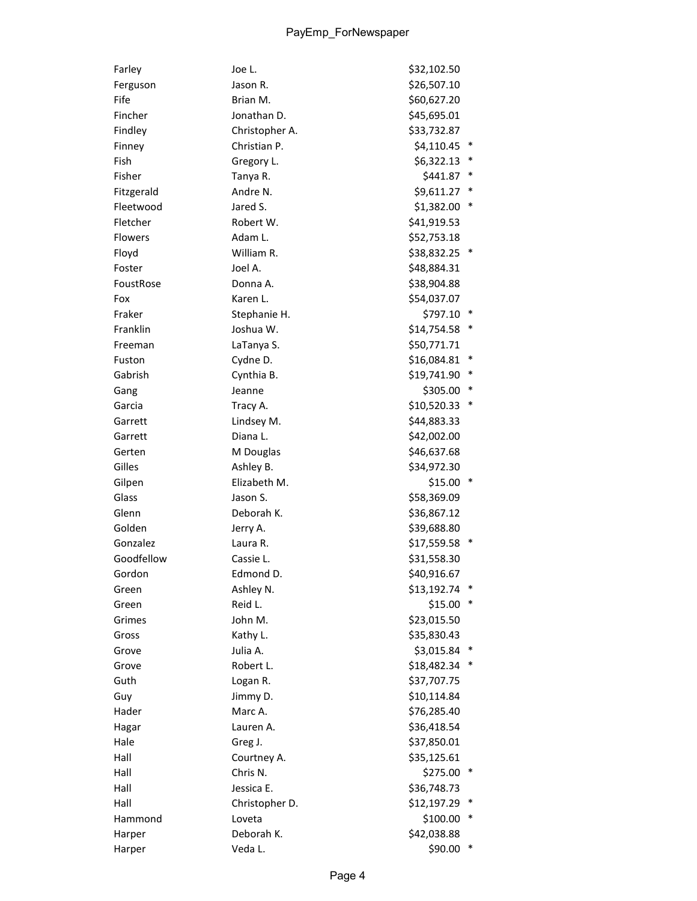| | | | |
|---|---|---|---|
| Farley | Joe L. | $32,102.50 | |
| Ferguson | Jason R. | $26,507.10 | |
| Fife | Brian M. | $60,627.20 | |
| Fincher | Jonathan D. | $45,695.01 | |
| Findley | Christopher A. | $33,732.87 | |
| Finney | Christian P. | $4,110.45 | * |
| Fish | Gregory L. | $6,322.13 | * |
| Fisher | Tanya R. | $441.87 | * |
| Fitzgerald | Andre N. | $9,611.27 | * |
| Fleetwood | Jared S. | $1,382.00 | * |
| Fletcher | Robert W. | $41,919.53 | |
| Flowers | Adam L. | $52,753.18 | |
| Floyd | William R. | $38,832.25 | * |
| Foster | Joel A. | $48,884.31 | |
| FoustRose | Donna A. | $38,904.88 | |
| Fox | Karen L. | $54,037.07 | |
| Fraker | Stephanie H. | $797.10 | * |
| Franklin | Joshua W. | $14,754.58 | * |
| Freeman | LaTanya S. | $50,771.71 | |
| Fuston | Cydne D. | $16,084.81 | * |
| Gabrish | Cynthia B. | $19,741.90 | * |
| Gang | Jeanne | $305.00 | * |
| Garcia | Tracy A. | $10,520.33 | * |
| Garrett | Lindsey M. | $44,883.33 | |
| Garrett | Diana L. | $42,002.00 | |
| Gerten | M Douglas | $46,637.68 | |
| Gilles | Ashley B. | $34,972.30 | |
| Gilpen | Elizabeth M. | $15.00 | * |
| Glass | Jason S. | $58,369.09 | |
| Glenn | Deborah K. | $36,867.12 | |
| Golden | Jerry A. | $39,688.80 | |
| Gonzalez | Laura R. | $17,559.58 | * |
| Goodfellow | Cassie L. | $31,558.30 | |
| Gordon | Edmond D. | $40,916.67 | |
| Green | Ashley N. | $13,192.74 | * |
| Green | Reid L. | $15.00 | * |
| Grimes | John M. | $23,015.50 | |
| Gross | Kathy L. | $35,830.43 | |
| Grove | Julia A. | $3,015.84 | * |
| Grove | Robert L. | $18,482.34 | * |
| Guth | Logan R. | $37,707.75 | |
| Guy | Jimmy D. | $10,114.84 | |
| Hader | Marc A. | $76,285.40 | |
| Hagar | Lauren A. | $36,418.54 | |
| Hale | Greg J. | $37,850.01 | |
| Hall | Courtney A. | $35,125.61 | |
| Hall | Chris N. | $275.00 | * |
| Hall | Jessica E. | $36,748.73 | |
| Hall | Christopher D. | $12,197.29 | * |
| Hammond | Loveta | $100.00 | * |
| Harper | Deborah K. | $42,038.88 | |
| Harper | Veda L. | $90.00 | * |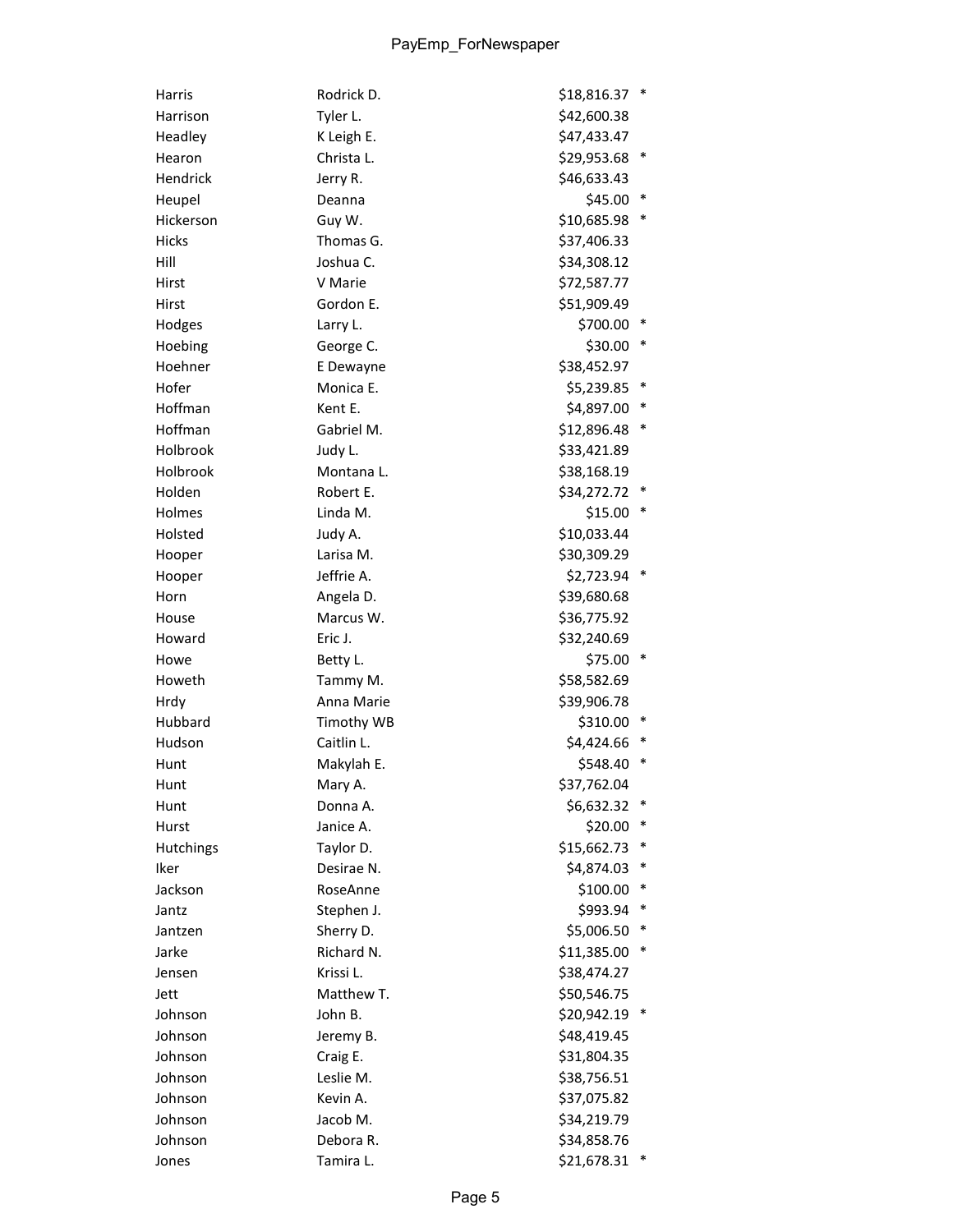| | | | |
|---|---|---|---|
| Harris | Rodrick D. | $18,816.37 | * |
| Harrison | Tyler L. | $42,600.38 | |
| Headley | K Leigh E. | $47,433.47 | |
| Hearon | Christa L. | $29,953.68 | * |
| Hendrick | Jerry R. | $46,633.43 | |
| Heupel | Deanna | $45.00 | * |
| Hickerson | Guy W. | $10,685.98 | * |
| Hicks | Thomas G. | $37,406.33 | |
| Hill | Joshua C. | $34,308.12 | |
| Hirst | V Marie | $72,587.77 | |
| Hirst | Gordon E. | $51,909.49 | |
| Hodges | Larry L. | $700.00 | * |
| Hoebing | George C. | $30.00 | * |
| Hoehner | E Dewayne | $38,452.97 | |
| Hofer | Monica E. | $5,239.85 | * |
| Hoffman | Kent E. | $4,897.00 | * |
| Hoffman | Gabriel M. | $12,896.48 | * |
| Holbrook | Judy L. | $33,421.89 | |
| Holbrook | Montana L. | $38,168.19 | |
| Holden | Robert E. | $34,272.72 | * |
| Holmes | Linda M. | $15.00 | * |
| Holsted | Judy A. | $10,033.44 | |
| Hooper | Larisa M. | $30,309.29 | |
| Hooper | Jeffrie A. | $2,723.94 | * |
| Horn | Angela D. | $39,680.68 | |
| House | Marcus W. | $36,775.92 | |
| Howard | Eric J. | $32,240.69 | |
| Howe | Betty L. | $75.00 | * |
| Howeth | Tammy M. | $58,582.69 | |
| Hrdy | Anna Marie | $39,906.78 | |
| Hubbard | Timothy WB | $310.00 | * |
| Hudson | Caitlin L. | $4,424.66 | * |
| Hunt | Makylah E. | $548.40 | * |
| Hunt | Mary A. | $37,762.04 | |
| Hunt | Donna A. | $6,632.32 | * |
| Hurst | Janice A. | $20.00 | * |
| Hutchings | Taylor D. | $15,662.73 | * |
| Iker | Desirae N. | $4,874.03 | * |
| Jackson | RoseAnne | $100.00 | * |
| Jantz | Stephen J. | $993.94 | * |
| Jantzen | Sherry D. | $5,006.50 | * |
| Jarke | Richard N. | $11,385.00 | * |
| Jensen | Krissi L. | $38,474.27 | |
| Jett | Matthew T. | $50,546.75 | |
| Johnson | John B. | $20,942.19 | * |
| Johnson | Jeremy B. | $48,419.45 | |
| Johnson | Craig E. | $31,804.35 | |
| Johnson | Leslie M. | $38,756.51 | |
| Johnson | Kevin A. | $37,075.82 | |
| Johnson | Jacob M. | $34,219.79 | |
| Johnson | Debora R. | $34,858.76 | |
| Jones | Tamira L. | $21,678.31 | * |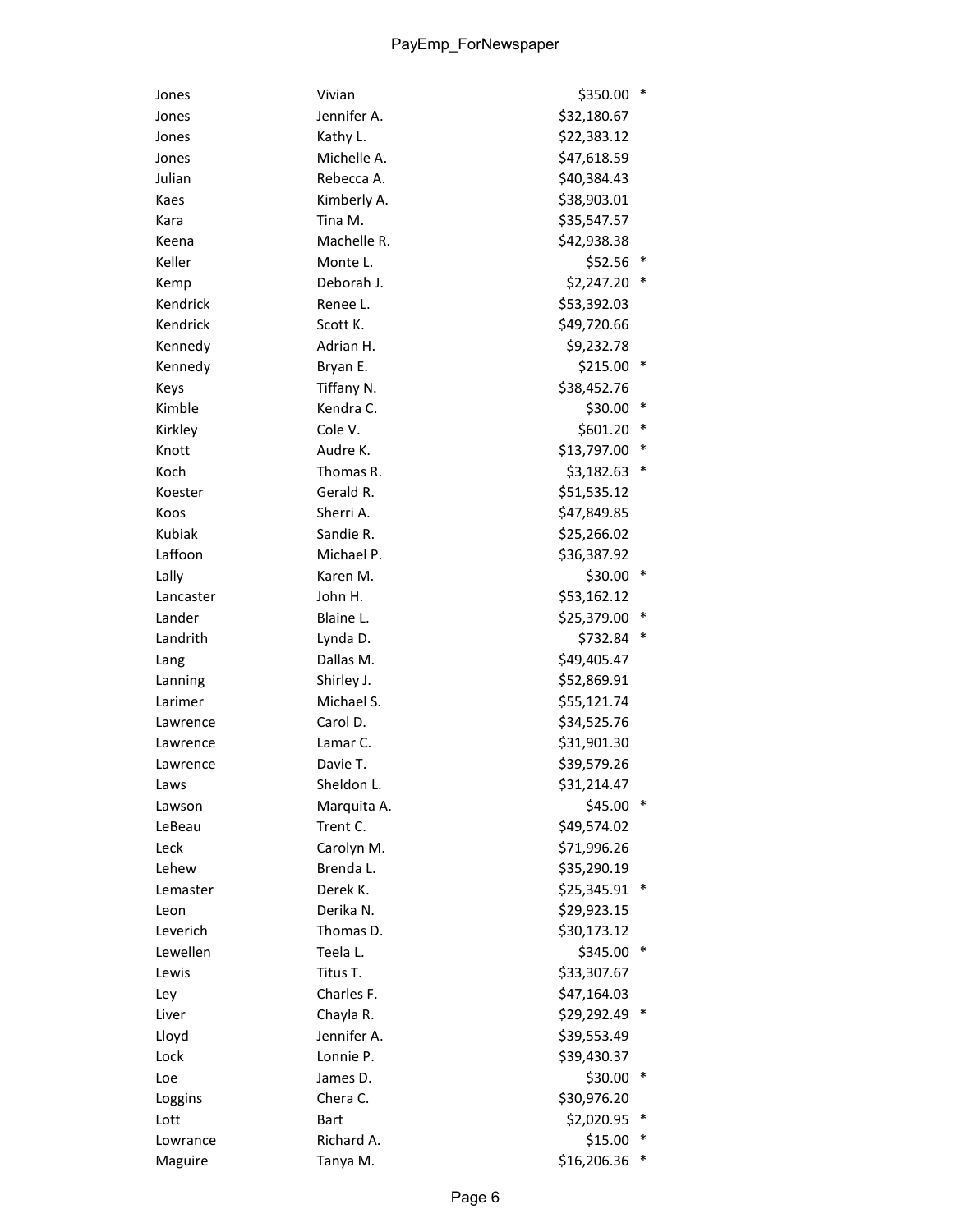| | | | |
|---|---|---|---|
| Jones | Vivian | $350.00 | * |
| Jones | Jennifer A. | $32,180.67 | |
| Jones | Kathy L. | $22,383.12 | |
| Jones | Michelle A. | $47,618.59 | |
| Julian | Rebecca A. | $40,384.43 | |
| Kaes | Kimberly A. | $38,903.01 | |
| Kara | Tina M. | $35,547.57 | |
| Keena | Machelle R. | $42,938.38 | |
| Keller | Monte L. | $52.56 | * |
| Kemp | Deborah J. | $2,247.20 | * |
| Kendrick | Renee L. | $53,392.03 | |
| Kendrick | Scott K. | $49,720.66 | |
| Kennedy | Adrian H. | $9,232.78 | |
| Kennedy | Bryan E. | $215.00 | * |
| Keys | Tiffany N. | $38,452.76 | |
| Kimble | Kendra C. | $30.00 | * |
| Kirkley | Cole V. | $601.20 | * |
| Knott | Audre K. | $13,797.00 | * |
| Koch | Thomas R. | $3,182.63 | * |
| Koester | Gerald R. | $51,535.12 | |
| Koos | Sherri A. | $47,849.85 | |
| Kubiak | Sandie R. | $25,266.02 | |
| Laffoon | Michael P. | $36,387.92 | |
| Lally | Karen M. | $30.00 | * |
| Lancaster | John H. | $53,162.12 | |
| Lander | Blaine L. | $25,379.00 | * |
| Landrith | Lynda D. | $732.84 | * |
| Lang | Dallas M. | $49,405.47 | |
| Lanning | Shirley J. | $52,869.91 | |
| Larimer | Michael S. | $55,121.74 | |
| Lawrence | Carol D. | $34,525.76 | |
| Lawrence | Lamar C. | $31,901.30 | |
| Lawrence | Davie T. | $39,579.26 | |
| Laws | Sheldon L. | $31,214.47 | |
| Lawson | Marquita A. | $45.00 | * |
| LeBeau | Trent C. | $49,574.02 | |
| Leck | Carolyn M. | $71,996.26 | |
| Lehew | Brenda L. | $35,290.19 | |
| Lemaster | Derek K. | $25,345.91 | * |
| Leon | Derika N. | $29,923.15 | |
| Leverich | Thomas D. | $30,173.12 | |
| Lewellen | Teela L. | $345.00 | * |
| Lewis | Titus T. | $33,307.67 | |
| Ley | Charles F. | $47,164.03 | |
| Liver | Chayla R. | $29,292.49 | * |
| Lloyd | Jennifer A. | $39,553.49 | |
| Lock | Lonnie P. | $39,430.37 | |
| Loe | James D. | $30.00 | * |
| Loggins | Chera C. | $30,976.20 | |
| Lott | Bart | $2,020.95 | * |
| Lowrance | Richard A. | $15.00 | * |
| Maguire | Tanya M. | $16,206.36 | * |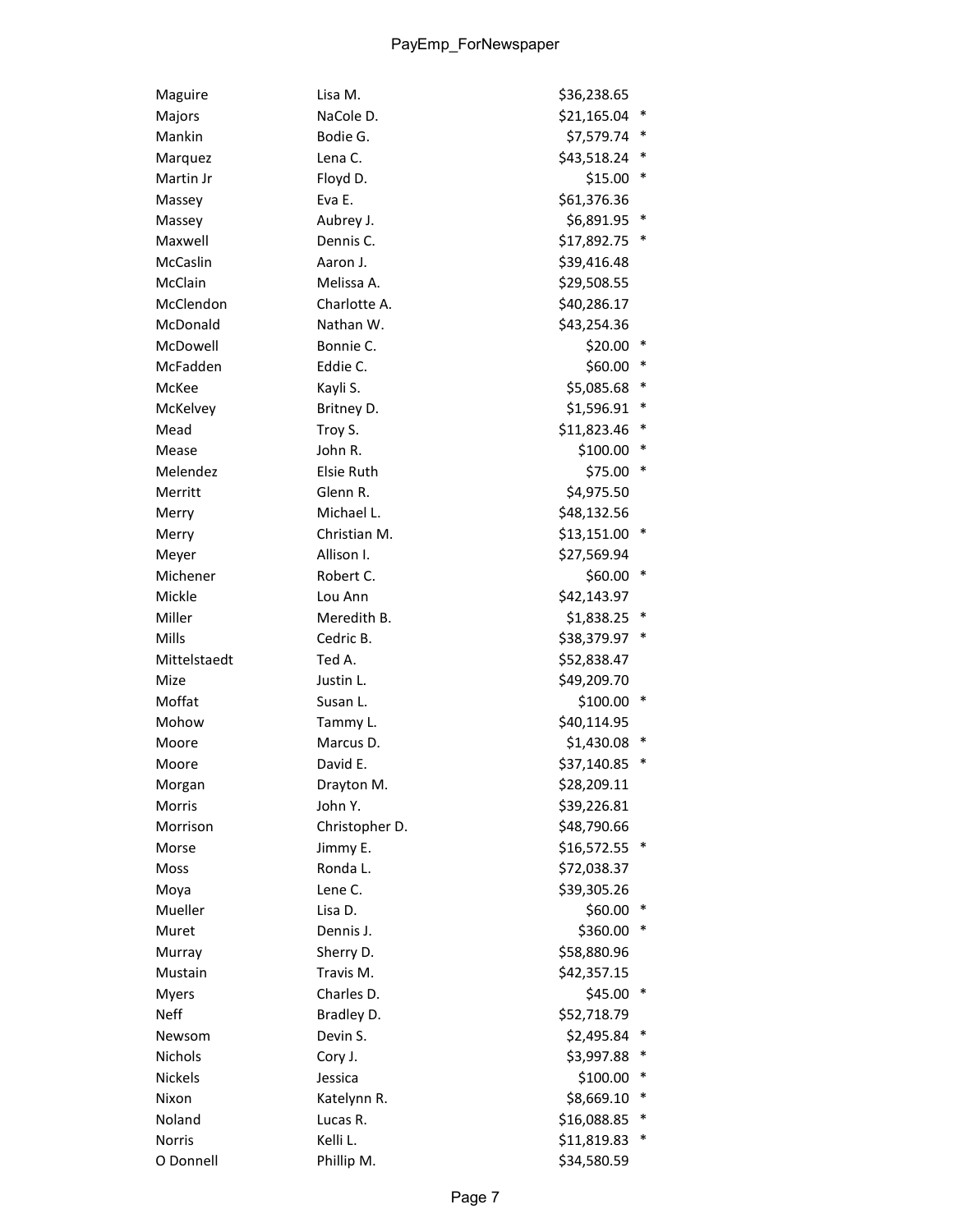| | | | |
|---|---|---|---|
| Maguire | Lisa M. | $36,238.65 | |
| Majors | NaCole D. | $21,165.04 | * |
| Mankin | Bodie G. | $7,579.74 | * |
| Marquez | Lena C. | $43,518.24 | * |
| Martin Jr | Floyd D. | $15.00 | * |
| Massey | Eva E. | $61,376.36 | |
| Massey | Aubrey J. | $6,891.95 | * |
| Maxwell | Dennis C. | $17,892.75 | * |
| McCaslin | Aaron J. | $39,416.48 | |
| McClain | Melissa A. | $29,508.55 | |
| McClendon | Charlotte A. | $40,286.17 | |
| McDonald | Nathan W. | $43,254.36 | |
| McDowell | Bonnie C. | $20.00 | * |
| McFadden | Eddie C. | $60.00 | * |
| McKee | Kayli S. | $5,085.68 | * |
| McKelvey | Britney D. | $1,596.91 | * |
| Mead | Troy S. | $11,823.46 | * |
| Mease | John R. | $100.00 | * |
| Melendez | Elsie Ruth | $75.00 | * |
| Merritt | Glenn R. | $4,975.50 | |
| Merry | Michael L. | $48,132.56 | |
| Merry | Christian M. | $13,151.00 | * |
| Meyer | Allison I. | $27,569.94 | |
| Michener | Robert C. | $60.00 | * |
| Mickle | Lou Ann | $42,143.97 | |
| Miller | Meredith B. | $1,838.25 | * |
| Mills | Cedric B. | $38,379.97 | * |
| Mittelstaedt | Ted A. | $52,838.47 | |
| Mize | Justin L. | $49,209.70 | |
| Moffat | Susan L. | $100.00 | * |
| Mohow | Tammy L. | $40,114.95 | |
| Moore | Marcus D. | $1,430.08 | * |
| Moore | David E. | $37,140.85 | * |
| Morgan | Drayton M. | $28,209.11 | |
| Morris | John Y. | $39,226.81 | |
| Morrison | Christopher D. | $48,790.66 | |
| Morse | Jimmy E. | $16,572.55 | * |
| Moss | Ronda L. | $72,038.37 | |
| Moya | Lene C. | $39,305.26 | |
| Mueller | Lisa D. | $60.00 | * |
| Muret | Dennis J. | $360.00 | * |
| Murray | Sherry D. | $58,880.96 | |
| Mustain | Travis M. | $42,357.15 | |
| Myers | Charles D. | $45.00 | * |
| Neff | Bradley D. | $52,718.79 | |
| Newsom | Devin S. | $2,495.84 | * |
| Nichols | Cory J. | $3,997.88 | * |
| Nickels | Jessica | $100.00 | * |
| Nixon | Katelynn R. | $8,669.10 | * |
| Noland | Lucas R. | $16,088.85 | * |
| Norris | Kelli L. | $11,819.83 | * |
| O Donnell | Phillip M. | $34,580.59 | |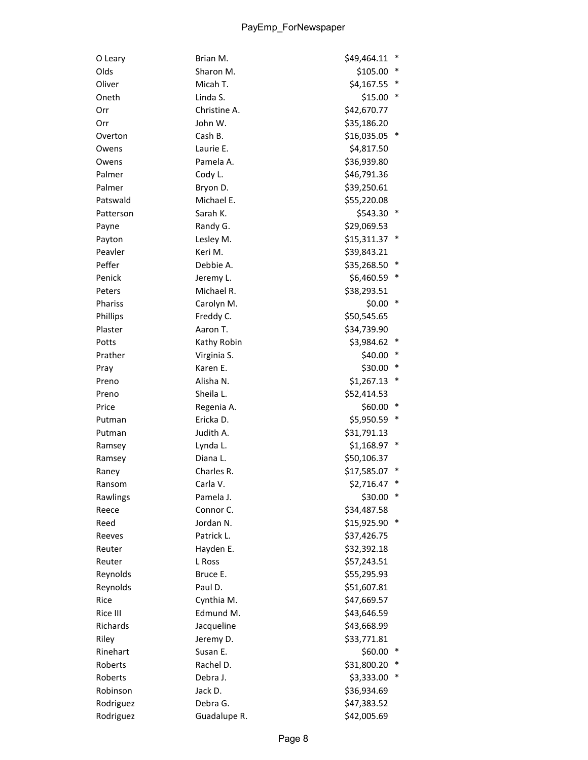| | | | |
|---|---|---|---|
| O Leary | Brian M. | $49,464.11 | * |
| Olds | Sharon M. | $105.00 | * |
| Oliver | Micah T. | $4,167.55 | * |
| Oneth | Linda S. | $15.00 | * |
| Orr | Christine A. | $42,670.77 | |
| Orr | John W. | $35,186.20 | |
| Overton | Cash B. | $16,035.05 | * |
| Owens | Laurie E. | $4,817.50 | |
| Owens | Pamela A. | $36,939.80 | |
| Palmer | Cody L. | $46,791.36 | |
| Palmer | Bryon D. | $39,250.61 | |
| Patswald | Michael E. | $55,220.08 | |
| Patterson | Sarah K. | $543.30 | * |
| Payne | Randy G. | $29,069.53 | |
| Payton | Lesley M. | $15,311.37 | * |
| Peavler | Keri M. | $39,843.21 | |
| Peffer | Debbie A. | $35,268.50 | * |
| Penick | Jeremy L. | $6,460.59 | * |
| Peters | Michael R. | $38,293.51 | |
| Phariss | Carolyn M. | $0.00 | * |
| Phillips | Freddy C. | $50,545.65 | |
| Plaster | Aaron T. | $34,739.90 | |
| Potts | Kathy Robin | $3,984.62 | * |
| Prather | Virginia S. | $40.00 | * |
| Pray | Karen E. | $30.00 | * |
| Preno | Alisha N. | $1,267.13 | * |
| Preno | Sheila L. | $52,414.53 | |
| Price | Regenia A. | $60.00 | * |
| Putman | Ericka D. | $5,950.59 | * |
| Putman | Judith A. | $31,791.13 | |
| Ramsey | Lynda L. | $1,168.97 | * |
| Ramsey | Diana L. | $50,106.37 | |
| Raney | Charles R. | $17,585.07 | * |
| Ransom | Carla V. | $2,716.47 | * |
| Rawlings | Pamela J. | $30.00 | * |
| Reece | Connor C. | $34,487.58 | |
| Reed | Jordan N. | $15,925.90 | * |
| Reeves | Patrick L. | $37,426.75 | |
| Reuter | Hayden E. | $32,392.18 | |
| Reuter | L Ross | $57,243.51 | |
| Reynolds | Bruce E. | $55,295.93 | |
| Reynolds | Paul D. | $51,607.81 | |
| Rice | Cynthia M. | $47,669.57 | |
| Rice III | Edmund M. | $43,646.59 | |
| Richards | Jacqueline | $43,668.99 | |
| Riley | Jeremy D. | $33,771.81 | |
| Rinehart | Susan E. | $60.00 | * |
| Roberts | Rachel D. | $31,800.20 | * |
| Roberts | Debra J. | $3,333.00 | * |
| Robinson | Jack D. | $36,934.69 | |
| Rodriguez | Debra G. | $47,383.52 | |
| Rodriguez | Guadalupe R. | $42,005.69 | |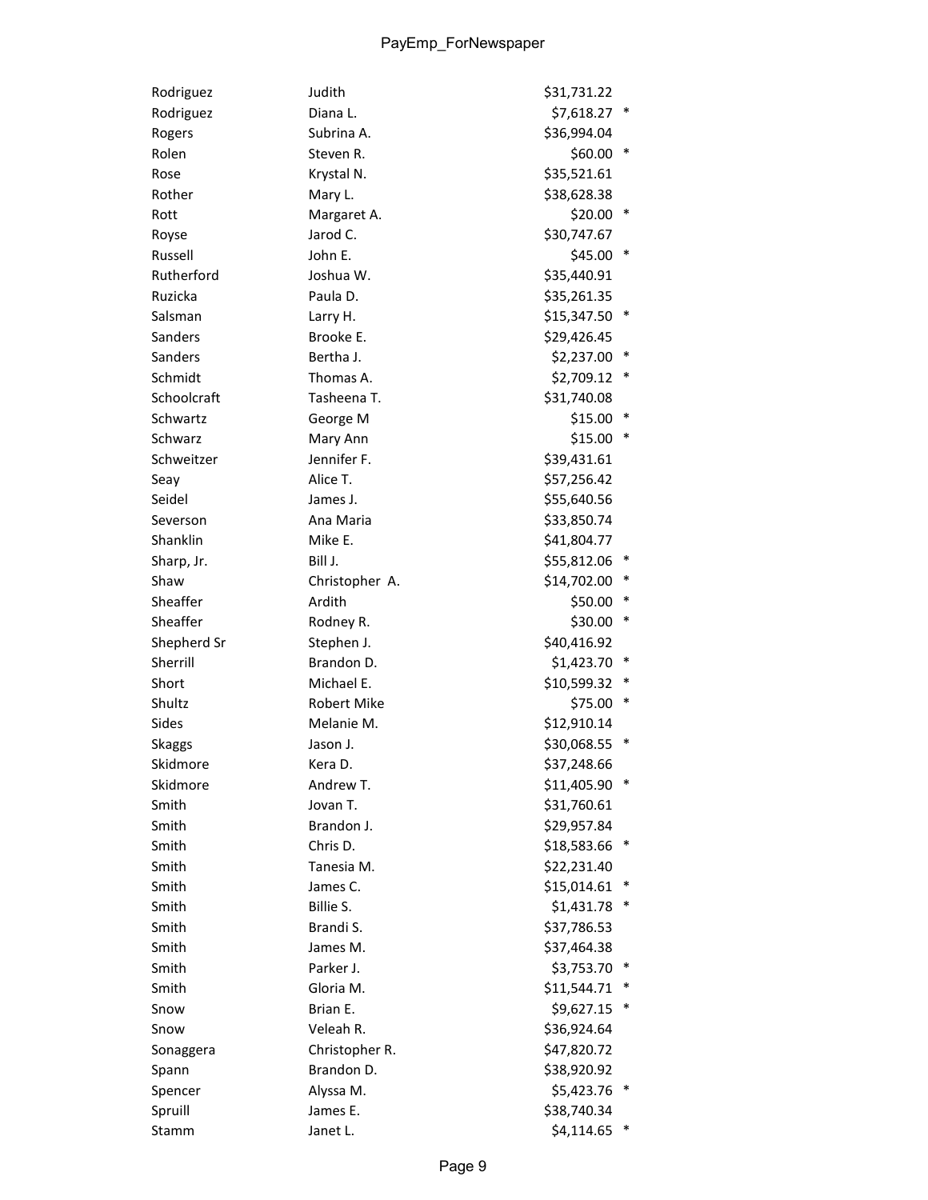| | | | |
|---|---|---|---|
| Rodriguez | Judith | $31,731.22 | |
| Rodriguez | Diana L. | $7,618.27 | * |
| Rogers | Subrina A. | $36,994.04 | |
| Rolen | Steven R. | $60.00 | * |
| Rose | Krystal N. | $35,521.61 | |
| Rother | Mary L. | $38,628.38 | |
| Rott | Margaret A. | $20.00 | * |
| Royse | Jarod C. | $30,747.67 | |
| Russell | John E. | $45.00 | * |
| Rutherford | Joshua W. | $35,440.91 | |
| Ruzicka | Paula D. | $35,261.35 | |
| Salsman | Larry H. | $15,347.50 | * |
| Sanders | Brooke E. | $29,426.45 | |
| Sanders | Bertha J. | $2,237.00 | * |
| Schmidt | Thomas A. | $2,709.12 | * |
| Schoolcraft | Tasheena T. | $31,740.08 | |
| Schwartz | George M | $15.00 | * |
| Schwarz | Mary Ann | $15.00 | * |
| Schweitzer | Jennifer F. | $39,431.61 | |
| Seay | Alice T. | $57,256.42 | |
| Seidel | James J. | $55,640.56 | |
| Severson | Ana Maria | $33,850.74 | |
| Shanklin | Mike E. | $41,804.77 | |
| Sharp, Jr. | Bill J. | $55,812.06 | * |
| Shaw | Christopher A. | $14,702.00 | * |
| Sheaffer | Ardith | $50.00 | * |
| Sheaffer | Rodney R. | $30.00 | * |
| Shepherd Sr | Stephen J. | $40,416.92 | |
| Sherrill | Brandon D. | $1,423.70 | * |
| Short | Michael E. | $10,599.32 | * |
| Shultz | Robert Mike | $75.00 | * |
| Sides | Melanie M. | $12,910.14 | |
| Skaggs | Jason J. | $30,068.55 | * |
| Skidmore | Kera D. | $37,248.66 | |
| Skidmore | Andrew T. | $11,405.90 | * |
| Smith | Jovan T. | $31,760.61 | |
| Smith | Brandon J. | $29,957.84 | |
| Smith | Chris D. | $18,583.66 | * |
| Smith | Tanesia M. | $22,231.40 | |
| Smith | James C. | $15,014.61 | * |
| Smith | Billie S. | $1,431.78 | * |
| Smith | Brandi S. | $37,786.53 | |
| Smith | James M. | $37,464.38 | |
| Smith | Parker J. | $3,753.70 | * |
| Smith | Gloria M. | $11,544.71 | * |
| Snow | Brian E. | $9,627.15 | * |
| Snow | Veleah R. | $36,924.64 | |
| Sonaggera | Christopher R. | $47,820.72 | |
| Spann | Brandon D. | $38,920.92 | |
| Spencer | Alyssa M. | $5,423.76 | * |
| Spruill | James E. | $38,740.34 | |
| Stamm | Janet L. | $4,114.65 | * |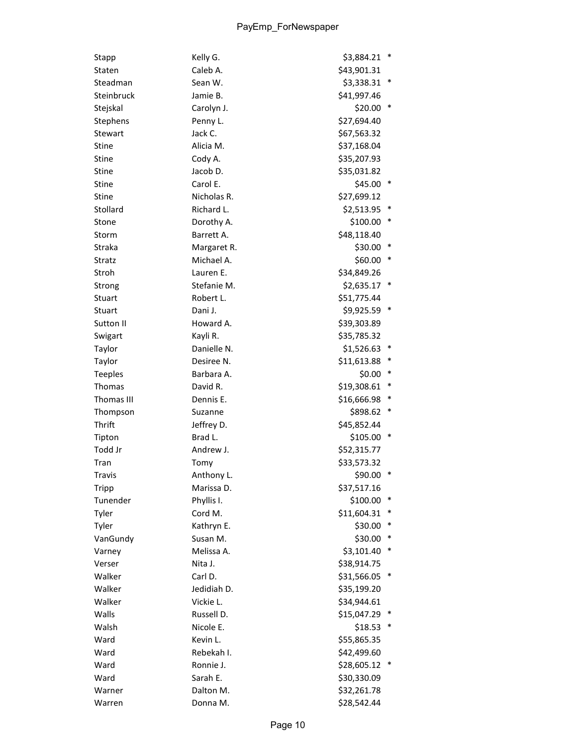| | | | |
|---|---|---|---|
| Stapp | Kelly G. | $3,884.21 | * |
| Staten | Caleb A. | $43,901.31 | |
| Steadman | Sean W. | $3,338.31 | * |
| Steinbruck | Jamie B. | $41,997.46 | |
| Stejskal | Carolyn J. | $20.00 | * |
| Stephens | Penny L. | $27,694.40 | |
| Stewart | Jack C. | $67,563.32 | |
| Stine | Alicia M. | $37,168.04 | |
| Stine | Cody A. | $35,207.93 | |
| Stine | Jacob D. | $35,031.82 | |
| Stine | Carol E. | $45.00 | * |
| Stine | Nicholas R. | $27,699.12 | |
| Stollard | Richard L. | $2,513.95 | * |
| Stone | Dorothy A. | $100.00 | * |
| Storm | Barrett A. | $48,118.40 | |
| Straka | Margaret R. | $30.00 | * |
| Stratz | Michael A. | $60.00 | * |
| Stroh | Lauren E. | $34,849.26 | |
| Strong | Stefanie M. | $2,635.17 | * |
| Stuart | Robert L. | $51,775.44 | |
| Stuart | Dani J. | $9,925.59 | * |
| Sutton II | Howard A. | $39,303.89 | |
| Swigart | Kayli R. | $35,785.32 | |
| Taylor | Danielle N. | $1,526.63 | * |
| Taylor | Desiree N. | $11,613.88 | * |
| Teeples | Barbara A. | $0.00 | * |
| Thomas | David R. | $19,308.61 | * |
| Thomas III | Dennis E. | $16,666.98 | * |
| Thompson | Suzanne | $898.62 | * |
| Thrift | Jeffrey D. | $45,852.44 | |
| Tipton | Brad L. | $105.00 | * |
| Todd Jr | Andrew J. | $52,315.77 | |
| Tran | Tomy | $33,573.32 | |
| Travis | Anthony L. | $90.00 | * |
| Tripp | Marissa D. | $37,517.16 | |
| Tunender | Phyllis I. | $100.00 | * |
| Tyler | Cord M. | $11,604.31 | * |
| Tyler | Kathryn E. | $30.00 | * |
| VanGundy | Susan M. | $30.00 | * |
| Varney | Melissa A. | $3,101.40 | * |
| Verser | Nita J. | $38,914.75 | |
| Walker | Carl D. | $31,566.05 | * |
| Walker | Jedidiah D. | $35,199.20 | |
| Walker | Vickie L. | $34,944.61 | |
| Walls | Russell D. | $15,047.29 | * |
| Walsh | Nicole E. | $18.53 | * |
| Ward | Kevin L. | $55,865.35 | |
| Ward | Rebekah I. | $42,499.60 | |
| Ward | Ronnie J. | $28,605.12 | * |
| Ward | Sarah E. | $30,330.09 | |
| Warner | Dalton M. | $32,261.78 | |
| Warren | Donna M. | $28,542.44 | |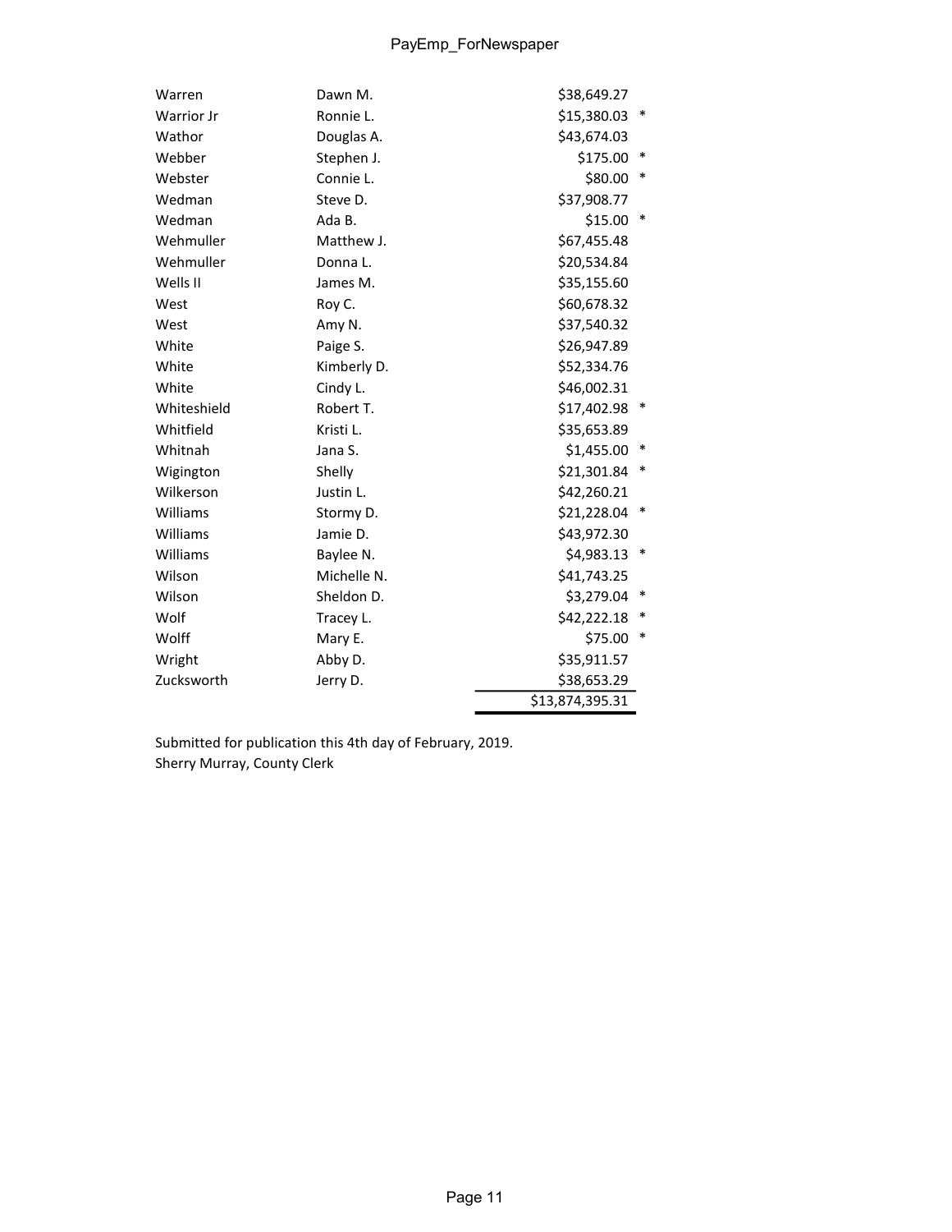| | | | |
|---|---|---|---|
| Warren | Dawn M. | $38,649.27 | |
| Warrior Jr | Ronnie L. | $15,380.03 | * |
| Wathor | Douglas A. | $43,674.03 | |
| Webber | Stephen J. | $175.00 | * |
| Webster | Connie L. | $80.00 | * |
| Wedman | Steve D. | $37,908.77 | |
| Wedman | Ada B. | $15.00 | * |
| Wehmuller | Matthew J. | $67,455.48 | |
| Wehmuller | Donna L. | $20,534.84 | |
| Wells II | James M. | $35,155.60 | |
| West | Roy C. | $60,678.32 | |
| West | Amy N. | $37,540.32 | |
| White | Paige S. | $26,947.89 | |
| White | Kimberly D. | $52,334.76 | |
| White | Cindy L. | $46,002.31 | |
| Whiteshield | Robert T. | $17,402.98 | * |
| Whitfield | Kristi L. | $35,653.89 | |
| Whitnah | Jana S. | $1,455.00 | * |
| Wigington | Shelly | $21,301.84 | * |
| Wilkerson | Justin L. | $42,260.21 | |
| Williams | Stormy D. | $21,228.04 | * |
| Williams | Jamie D. | $43,972.30 | |
| Williams | Baylee N. | $4,983.13 | * |
| Wilson | Michelle N. | $41,743.25 | |
| Wilson | Sheldon D. | $3,279.04 | * |
| Wolf | Tracey L. | $42,222.18 | * |
| Wolff | Mary E. | $75.00 | * |
| Wright | Abby D. | $35,911.57 | |
| Zucksworth | Jerry D. | $38,653.29 | |
| | | $13,874,395.31 | |

Submitted for publication this 4th day of February, 2019.
Sherry Murray, County Clerk